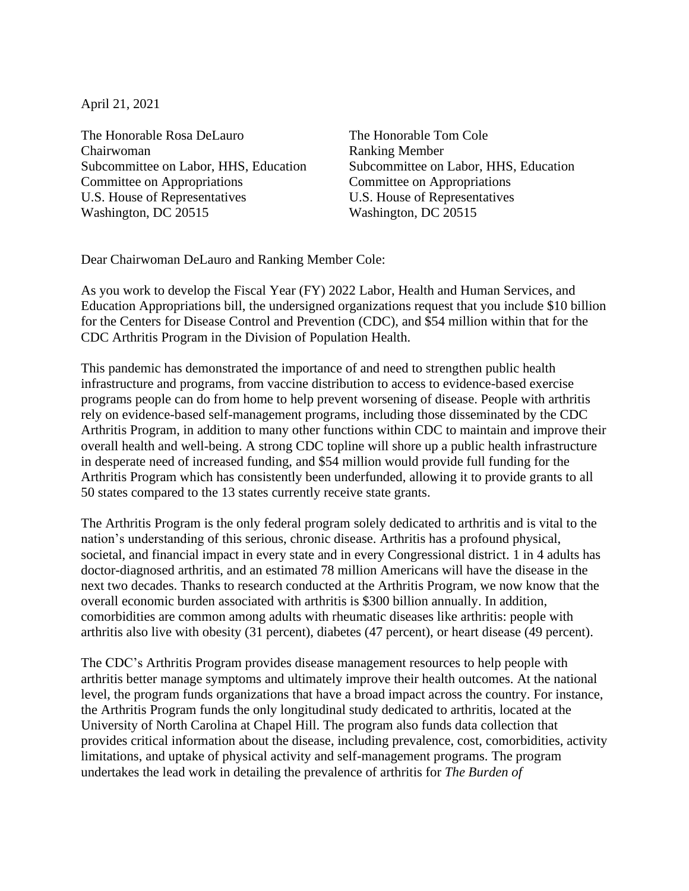April 21, 2021

The Honorable Rosa DeLauro
Chairwoman
Subcommittee on Labor, HHS, Education
Committee on Appropriations
U.S. House of Representatives
Washington, DC 20515

The Honorable Tom Cole
Ranking Member
Subcommittee on Labor, HHS, Education
Committee on Appropriations
U.S. House of Representatives
Washington, DC 20515

Dear Chairwoman DeLauro and Ranking Member Cole:

As you work to develop the Fiscal Year (FY) 2022 Labor, Health and Human Services, and Education Appropriations bill, the undersigned organizations request that you include $10 billion for the Centers for Disease Control and Prevention (CDC), and $54 million within that for the CDC Arthritis Program in the Division of Population Health.

This pandemic has demonstrated the importance of and need to strengthen public health infrastructure and programs, from vaccine distribution to access to evidence-based exercise programs people can do from home to help prevent worsening of disease. People with arthritis rely on evidence-based self-management programs, including those disseminated by the CDC Arthritis Program, in addition to many other functions within CDC to maintain and improve their overall health and well-being. A strong CDC topline will shore up a public health infrastructure in desperate need of increased funding, and $54 million would provide full funding for the Arthritis Program which has consistently been underfunded, allowing it to provide grants to all 50 states compared to the 13 states currently receive state grants.

The Arthritis Program is the only federal program solely dedicated to arthritis and is vital to the nation's understanding of this serious, chronic disease. Arthritis has a profound physical, societal, and financial impact in every state and in every Congressional district. 1 in 4 adults has doctor-diagnosed arthritis, and an estimated 78 million Americans will have the disease in the next two decades. Thanks to research conducted at the Arthritis Program, we now know that the overall economic burden associated with arthritis is $300 billion annually. In addition, comorbidities are common among adults with rheumatic diseases like arthritis: people with arthritis also live with obesity (31 percent), diabetes (47 percent), or heart disease (49 percent).

The CDC's Arthritis Program provides disease management resources to help people with arthritis better manage symptoms and ultimately improve their health outcomes. At the national level, the program funds organizations that have a broad impact across the country. For instance, the Arthritis Program funds the only longitudinal study dedicated to arthritis, located at the University of North Carolina at Chapel Hill. The program also funds data collection that provides critical information about the disease, including prevalence, cost, comorbidities, activity limitations, and uptake of physical activity and self-management programs. The program undertakes the lead work in detailing the prevalence of arthritis for *The Burden of*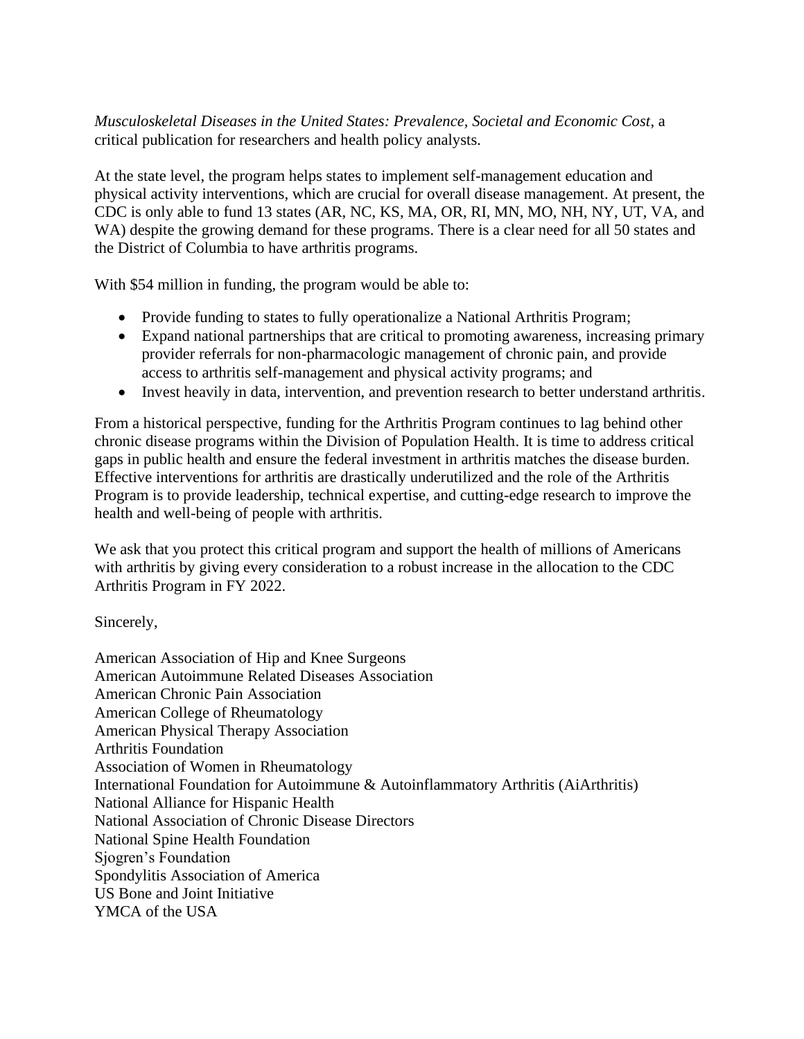*Musculoskeletal Diseases in the United States: Prevalence, Societal and Economic Cost*, a critical publication for researchers and health policy analysts.

At the state level, the program helps states to implement self-management education and physical activity interventions, which are crucial for overall disease management. At present, the CDC is only able to fund 13 states (AR, NC, KS, MA, OR, RI, MN, MO, NH, NY, UT, VA, and WA) despite the growing demand for these programs. There is a clear need for all 50 states and the District of Columbia to have arthritis programs.

With $54 million in funding, the program would be able to:

- Provide funding to states to fully operationalize a National Arthritis Program;
- Expand national partnerships that are critical to promoting awareness, increasing primary provider referrals for non-pharmacologic management of chronic pain, and provide access to arthritis self-management and physical activity programs; and
- Invest heavily in data, intervention, and prevention research to better understand arthritis.

From a historical perspective, funding for the Arthritis Program continues to lag behind other chronic disease programs within the Division of Population Health. It is time to address critical gaps in public health and ensure the federal investment in arthritis matches the disease burden. Effective interventions for arthritis are drastically underutilized and the role of the Arthritis Program is to provide leadership, technical expertise, and cutting-edge research to improve the health and well-being of people with arthritis.

We ask that you protect this critical program and support the health of millions of Americans with arthritis by giving every consideration to a robust increase in the allocation to the CDC Arthritis Program in FY 2022.

Sincerely,

American Association of Hip and Knee Surgeons
American Autoimmune Related Diseases Association
American Chronic Pain Association
American College of Rheumatology
American Physical Therapy Association
Arthritis Foundation
Association of Women in Rheumatology
International Foundation for Autoimmune & Autoinflammatory Arthritis (AiArthritis)
National Alliance for Hispanic Health
National Association of Chronic Disease Directors
National Spine Health Foundation
Sjogren's Foundation
Spondylitis Association of America
US Bone and Joint Initiative
YMCA of the USA